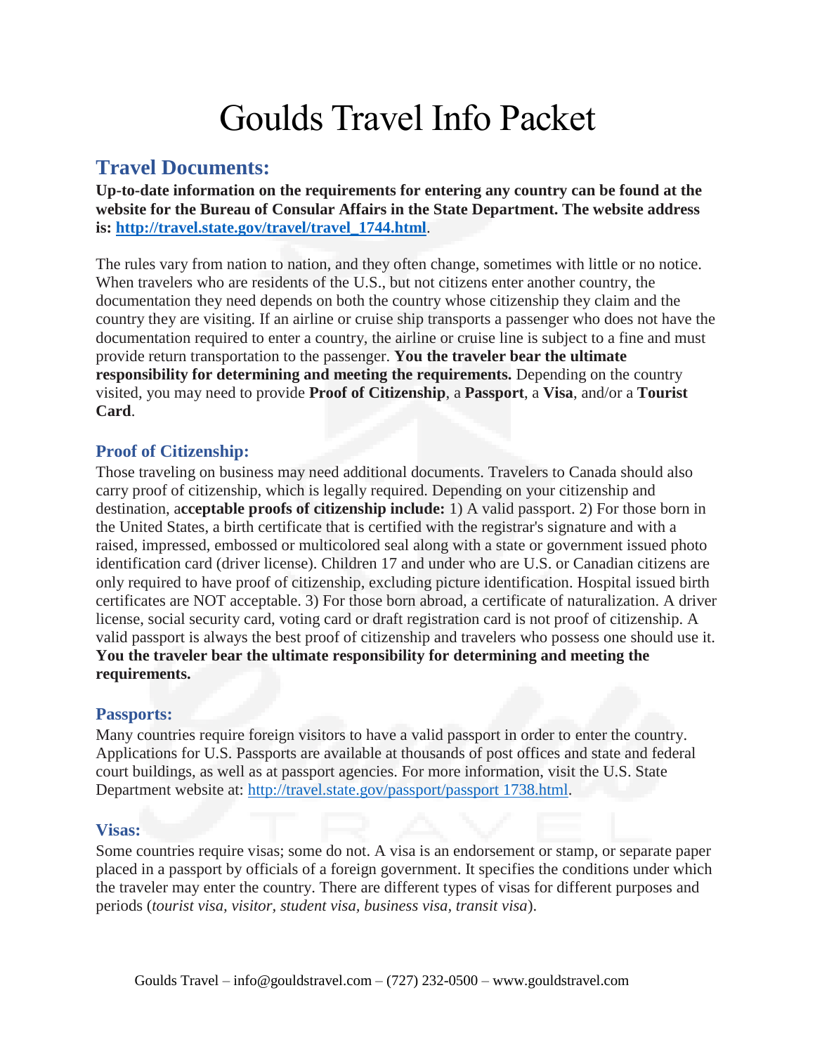# Goulds Travel Info Packet

## Travel Documents:

**Up-to-date information on the requirements for entering any country can be found at the website for the Bureau of Consular Affairs in the State Department. The website address is: [http://travel.state.gov/travel/travel_1744.html](http://travel.state.gov/travel/travel_1744.html)**.

The rules vary from nation to nation, and they often change, sometimes with little or no notice. When travelers who are residents of the U.S., but not citizens enter another country, the documentation they need depends on both the country whose citizenship they claim and the country they are visiting. If an airline or cruise ship transports a passenger who does not have the documentation required to enter a country, the airline or cruise line is subject to a fine and must provide return transportation to the passenger. **You the traveler bear the ultimate responsibility for determining and meeting the requirements.** Depending on the country visited, you may need to provide **Proof of Citizenship**, a **Passport**, a **Visa**, and/or a **Tourist Card**.

### Proof of Citizenship:

Those traveling on business may need additional documents. Travelers to Canada should also carry proof of citizenship, which is legally required. Depending on your citizenship and destination, a**cceptable proofs of citizenship include:** 1) A valid passport. 2) For those born in the United States, a birth certificate that is certified with the registrar's signature and with a raised, impressed, embossed or multicolored seal along with a state or government issued photo identification card (driver license). Children 17 and under who are U.S. or Canadian citizens are only required to have proof of citizenship, excluding picture identification. Hospital issued birth certificates are NOT acceptable. 3) For those born abroad, a certificate of naturalization. A driver license, social security card, voting card or draft registration card is not proof of citizenship. A valid passport is always the best proof of citizenship and travelers who possess one should use it. **You the traveler bear the ultimate responsibility for determining and meeting the requirements.**

### Passports:

Many countries require foreign visitors to have a valid passport in order to enter the country. Applications for U.S. Passports are available at thousands of post offices and state and federal court buildings, as well as at passport agencies. For more information, visit the U.S. State Department website at: [http://travel.state.gov/passport/passport 1738.html](http://travel.state.gov/passport/passport_1738.html).

### Visas:

Some countries require visas; some do not. A visa is an endorsement or stamp, or separate paper placed in a passport by officials of a foreign government. It specifies the conditions under which the traveler may enter the country. There are different types of visas for different purposes and periods (*tourist visa, visitor, student visa, business visa, transit visa*).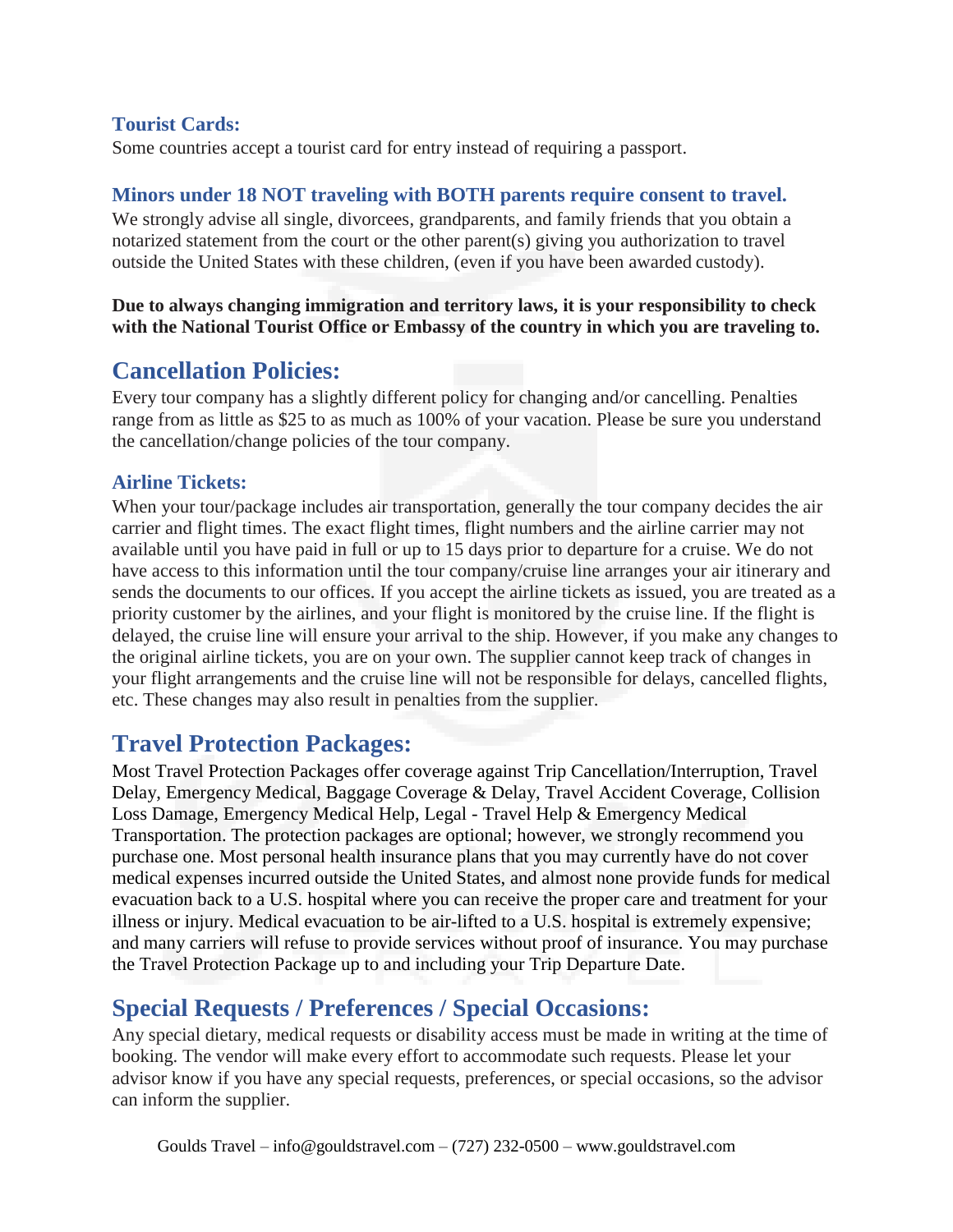### Tourist Cards:

Some countries accept a tourist card for entry instead of requiring a passport.

### Minors under 18 NOT traveling with BOTH parents require consent to travel.

We strongly advise all single, divorcees, grandparents, and family friends that you obtain a notarized statement from the court or the other parent(s) giving you authorization to travel outside the United States with these children, (even if you have been awarded custody).

**Due to always changing immigration and territory laws, it is your responsibility to check with the National Tourist Office or Embassy of the country in which you are traveling to.**

## Cancellation Policies:

Every tour company has a slightly different policy for changing and/or cancelling. Penalties range from as little as $25 to as much as 100% of your vacation. Please be sure you understand the cancellation/change policies of the tour company.

### Airline Tickets:

When your tour/package includes air transportation, generally the tour company decides the air carrier and flight times. The exact flight times, flight numbers and the airline carrier may not available until you have paid in full or up to 15 days prior to departure for a cruise. We do not have access to this information until the tour company/cruise line arranges your air itinerary and sends the documents to our offices. If you accept the airline tickets as issued, you are treated as a priority customer by the airlines, and your flight is monitored by the cruise line. If the flight is delayed, the cruise line will ensure your arrival to the ship. However, if you make any changes to the original airline tickets, you are on your own. The supplier cannot keep track of changes in your flight arrangements and the cruise line will not be responsible for delays, cancelled flights, etc. These changes may also result in penalties from the supplier.

## Travel Protection Packages:

Most Travel Protection Packages offer coverage against Trip Cancellation/Interruption, Travel Delay, Emergency Medical, Baggage Coverage & Delay, Travel Accident Coverage, Collision Loss Damage, Emergency Medical Help, Legal - Travel Help & Emergency Medical Transportation. The protection packages are optional; however, we strongly recommend you purchase one. Most personal health insurance plans that you may currently have do not cover medical expenses incurred outside the United States, and almost none provide funds for medical evacuation back to a U.S. hospital where you can receive the proper care and treatment for your illness or injury. Medical evacuation to be air-lifted to a U.S. hospital is extremely expensive; and many carriers will refuse to provide services without proof of insurance. You may purchase the Travel Protection Package up to and including your Trip Departure Date.

## Special Requests / Preferences / Special Occasions:

Any special dietary, medical requests or disability access must be made in writing at the time of booking. The vendor will make every effort to accommodate such requests. Please let your advisor know if you have any special requests, preferences, or special occasions, so the advisor can inform the supplier.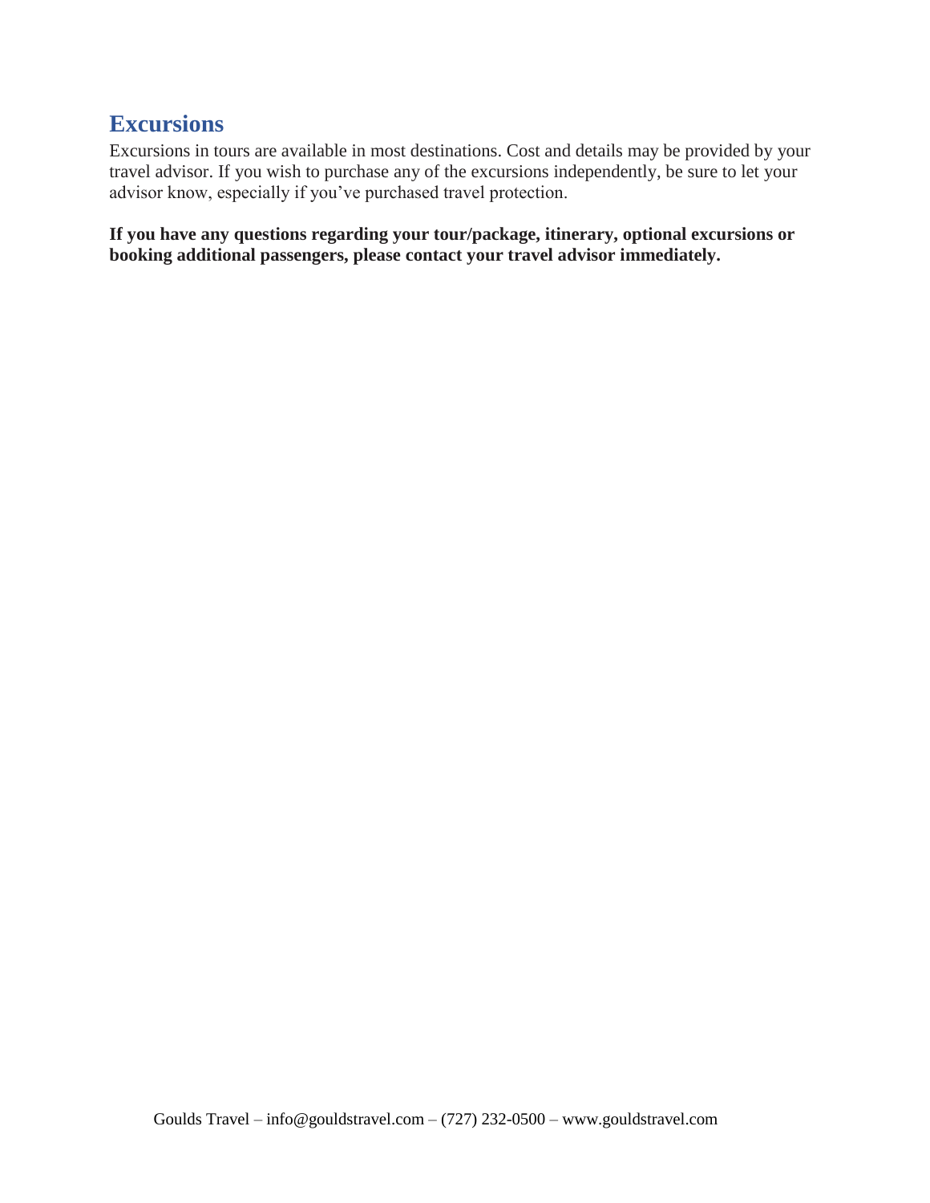## Excursions

Excursions in tours are available in most destinations. Cost and details may be provided by your travel advisor. If you wish to purchase any of the excursions independently, be sure to let your advisor know, especially if you've purchased travel protection.

**If you have any questions regarding your tour/package, itinerary, optional excursions or booking additional passengers, please contact your travel advisor immediately.**